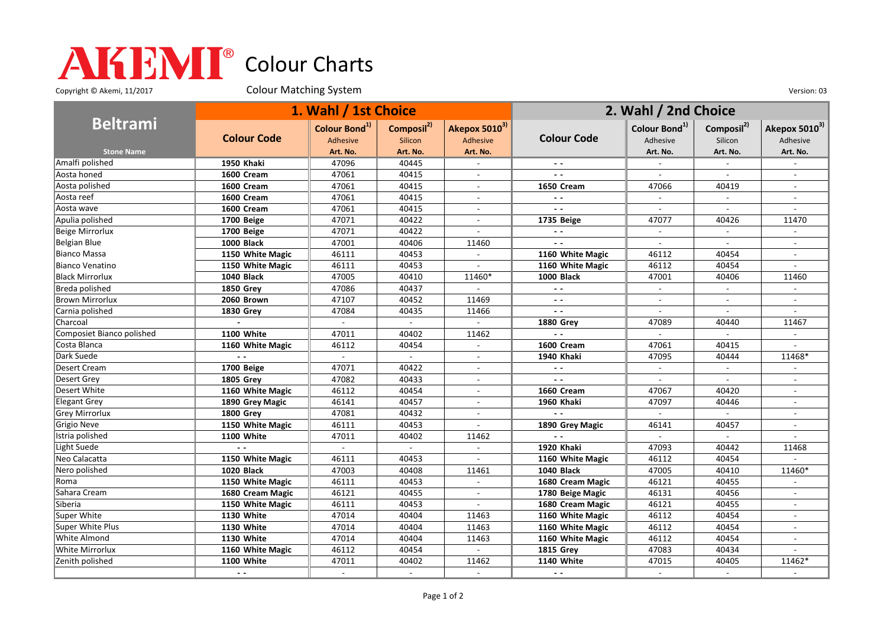# AKEMI® Colour Charts

Copyright © Akemi, 11/2017

Colour Matching System

Version: 03

| Beltrami | 1. Wahl / 1st Choice | | | | 2. Wahl / 2nd Choice | | | |
|---|---|---|---|---|---|---|---|---|
| Stone Name | Colour Code | Colour Bond[1) ] Adhesive Art. No. | Composil[2)] Silicon Art. No. | Akepox 5010[3)] Adhesive Art. No. | Colour Code | Colour Bond[1)] Adhesive Art. No. | Composil[2)] Silicon Art. No. | Akepox 5010[3)] Adhesive Art. No. |
| Amalfi polished | **1950 Khaki** | 47096 | 40445 | - | - - | - | - | - |
| Aosta honed | **1600 Cream** | 47061 | 40415 | - | - - | - | - | - |
| Aosta polished | **1600 Cream** | 47061 | 40415 | - | **1650 Cream** | 47066 | 40419 | - |
| Aosta reef | **1600 Cream** | 47061 | 40415 | - | - - | - | - | - |
| Aosta wave | **1600 Cream** | 47061 | 40415 | - | - - | - | - | - |
| Apulia polished | **1700 Beige** | 47071 | 40422 | - | **1735 Beige** | 47077 | 40426 | 11470 |
| Beige Mirrorlux | **1700 Beige** | 47071 | 40422 | - | - - | - | - | - |
| Belgian Blue | **1000 Black** | 47001 | 40406 | 11460 | - - | - | - | - |
| Bianco Massa | **1150 White Magic** | 46111 | 40453 | - | **1160 White Magic** | 46112 | 40454 | - |
| Bianco Venatino | **1150 White Magic** | 46111 | 40453 | - | **1160 White Magic** | 46112 | 40454 | - |
| Black Mirrorlux | **1040 Black** | 47005 | 40410 | 11460* | **1000 Black** | 47001 | 40406 | 11460 |
| Breda polished | **1850 Grey** | 47086 | 40437 | - | - - | - | - | - |
| Brown Mirrorlux | **2060 Brown** | 47107 | 40452 | 11469 | - - | - | - | - |
| Carnia polished | **1830 Grey** | 47084 | 40435 | 11466 | - - | - | - | - |
| Charcoal | - | - | - | - | **1880 Grey** | 47089 | 40440 | 11467 |
| Composiet Bianco polished | **1100 White** | 47011 | 40402 | 11462 | - - | - | - | - |
| Costa Blanca | **1160 White Magic** | 46112 | 40454 | - | **1600 Cream** | 47061 | 40415 | - |
| Dark Suede | - - | - | - | - | **1940 Khaki** | 47095 | 40444 | 11468* |
| Desert Cream | **1700 Beige** | 47071 | 40422 | - | - - | - | - | - |
| Desert Grey | **1805 Grey** | 47082 | 40433 | - | - - | - | - | - |
| Desert White | **1160 White Magic** | 46112 | 40454 | - | **1660 Cream** | 47067 | 40420 | - |
| Elegant Grey | **1890 Grey Magic** | 46141 | 40457 | - | **1960 Khaki** | 47097 | 40446 | - |
| Grey Mirrorlux | **1800 Grey** | 47081 | 40432 | - | - - | - | - | - |
| Grigio Neve | **1150 White Magic** | 46111 | 40453 | - | **1890 Grey Magic** | 46141 | 40457 | - |
| Istria polished | **1100 White** | 47011 | 40402 | 11462 | - - | - | - | - |
| Light Suede | - - | - | - | - | **1920 Khaki** | 47093 | 40442 | 11468 |
| Neo Calacatta | **1150 White Magic** | 46111 | 40453 | - | **1160 White Magic** | 46112 | 40454 | - |
| Nero polished | **1020 Black** | 47003 | 40408 | 11461 | **1040 Black** | 47005 | 40410 | 11460* |
| Roma | **1150 White Magic** | 46111 | 40453 | - | **1680 Cream Magic** | 46121 | 40455 | - |
| Sahara Cream | **1680 Cream Magic** | 46121 | 40455 | - | **1780 Beige Magic** | 46131 | 40456 | - |
| Siberia | **1150 White Magic** | 46111 | 40453 | - | **1680 Cream Magic** | 46121 | 40455 | - |
| Super White | **1130 White** | 47014 | 40404 | 11463 | **1160 White Magic** | 46112 | 40454 | - |
| Super White Plus | **1130 White** | 47014 | 40404 | 11463 | **1160 White Magic** | 46112 | 40454 | - |
| White Almond | **1130 White** | 47014 | 40404 | 11463 | **1160 White Magic** | 46112 | 40454 | - |
| White Mirrorlux | **1160 White Magic** | 46112 | 40454 | - | **1815 Grey** | 47083 | 40434 | - |
| Zenith polished | **1100 White** | 47011 | 40402 | 11462 | **1140 White** | 47015 | 40405 | 11462* |
| | - - | - | - | - | - - | - | - | - |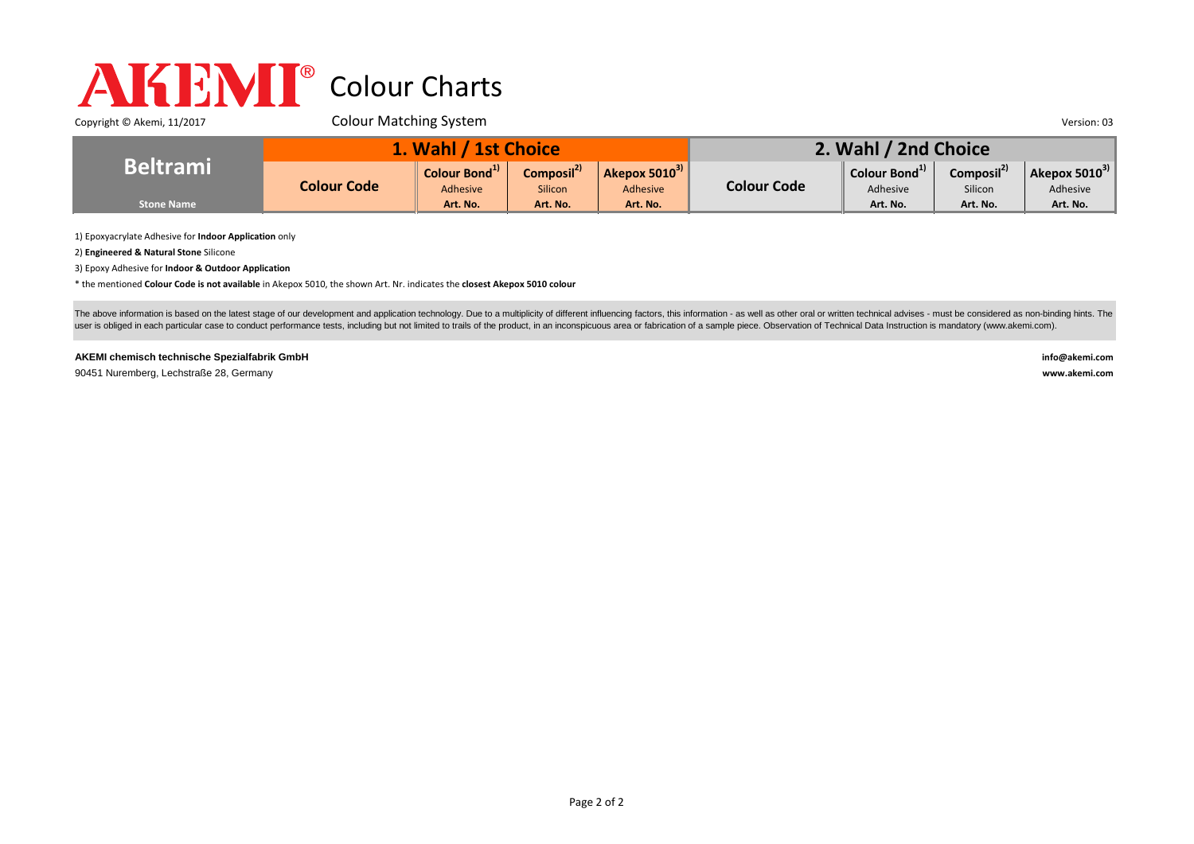# AKEMI® Colour Charts

Copyright © Akemi, 11/2017

Colour Matching System

Version: 03

| Beltrami | 1. Wahl / 1st Choice | | | | 2. Wahl / 2nd Choice | | | |
|---|---|---|---|---|---|---|---|---|
| | Colour Code | Colour Bond[1)] Adhesive | Composil[2)] Silicon | Akepox 5010[3)] Adhesive | Colour Code | Colour Bond[1)] Adhesive | Composil[2)] Silicon | Akepox 5010[3)] Adhesive |
| Stone Name | | Art. No. | Art. No. | Art. No. | | Art. No. | Art. No. | Art. No. |

1) Epoxyacrylate Adhesive for **Indoor Application** only

2) **Engineered & Natural Stone** Silicone

3) Epoxy Adhesive for **Indoor & Outdoor Application**

* the mentioned **Colour Code is not available** in Akepox 5010, the shown Art. Nr. indicates the **closest Akepox 5010 colour**

The above information is based on the latest stage of our development and application technology. Due to a multiplicity of different influencing factors, this information - as well as other oral or written technical advises - must be considered as non-binding hints. The user is obliged in each particular case to conduct performance tests, including but not limited to trails of the product, in an inconspicuous area or fabrication of a sample piece. Observation of Technical Data Instruction is mandatory (www.akemi.com).

**AKEMI chemisch technische Spezialfabrik GmbH**

90451 Nuremberg, Lechstraße 28, Germany

**info@akemi.com**

**www.akemi.com**